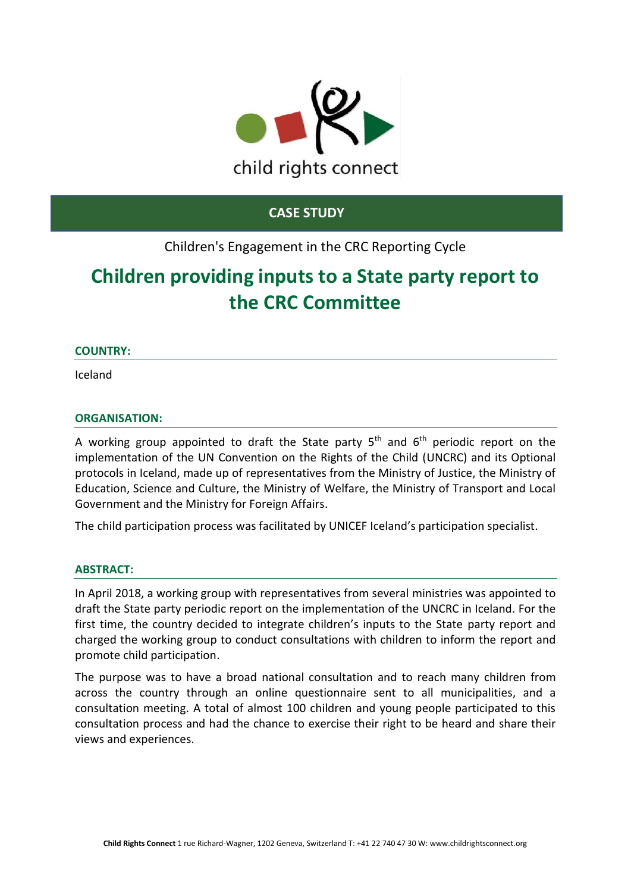child rights connect

**CASE STUDY**

Children's Engagement in the CRC Reporting Cycle

# Children providing inputs to a State party report to the CRC Committee

### COUNTRY:

Iceland

### ORGANISATION:

A working group appointed to draft the State party 5th and 6th periodic report on the implementation of the UN Convention on the Rights of the Child (UNCRC) and its Optional protocols in Iceland, made up of representatives from the Ministry of Justice, the Ministry of Education, Science and Culture, the Ministry of Welfare, the Ministry of Transport and Local Government and the Ministry for Foreign Affairs.

The child participation process was facilitated by UNICEF Iceland's participation specialist.

### ABSTRACT:

In April 2018, a working group with representatives from several ministries was appointed to draft the State party periodic report on the implementation of the UNCRC in Iceland. For the first time, the country decided to integrate children's inputs to the State party report and charged the working group to conduct consultations with children to inform the report and promote child participation.

The purpose was to have a broad national consultation and to reach many children from across the country through an online questionnaire sent to all municipalities, and a consultation meeting. A total of almost 100 children and young people participated to this consultation process and had the chance to exercise their right to be heard and share their views and experiences.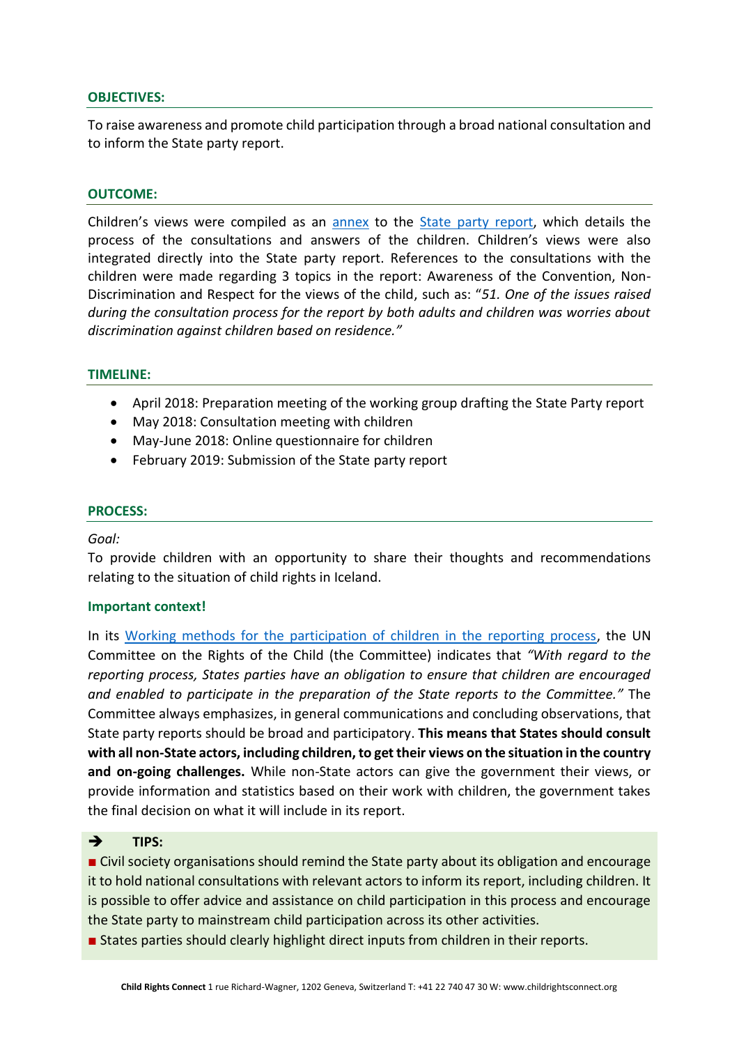## OBJECTIVES:

To raise awareness and promote child participation through a broad national consultation and to inform the State party report.

## OUTCOME:

Children's views were compiled as an annex to the State party report, which details the process of the consultations and answers of the children. Children's views were also integrated directly into the State party report. References to the consultations with the children were made regarding 3 topics in the report: Awareness of the Convention, Non-Discrimination and Respect for the views of the child, such as: "*51. One of the issues raised during the consultation process for the report by both adults and children was worries about discrimination against children based on residence.*"

## TIMELINE:

- April 2018: Preparation meeting of the working group drafting the State Party report
- May 2018: Consultation meeting with children
- May-June 2018: Online questionnaire for children
- February 2019: Submission of the State party report

## PROCESS:

*Goal:*
To provide children with an opportunity to share their thoughts and recommendations relating to the situation of child rights in Iceland.

### Important context!

In its Working methods for the participation of children in the reporting process, the UN Committee on the Rights of the Child (the Committee) indicates that *"With regard to the reporting process, States parties have an obligation to ensure that children are encouraged and enabled to participate in the preparation of the State reports to the Committee."* The Committee always emphasizes, in general communications and concluding observations, that State party reports should be broad and participatory. **This means that States should consult with all non-State actors, including children, to get their views on the situation in the country and on-going challenges.** While non-State actors can give the government their views, or provide information and statistics based on their work with children, the government takes the final decision on what it will include in its report.

➔ **TIPS:**

- Civil society organisations should remind the State party about its obligation and encourage it to hold national consultations with relevant actors to inform its report, including children. It is possible to offer advice and assistance on child participation in this process and encourage the State party to mainstream child participation across its other activities.
- States parties should clearly highlight direct inputs from children in their reports.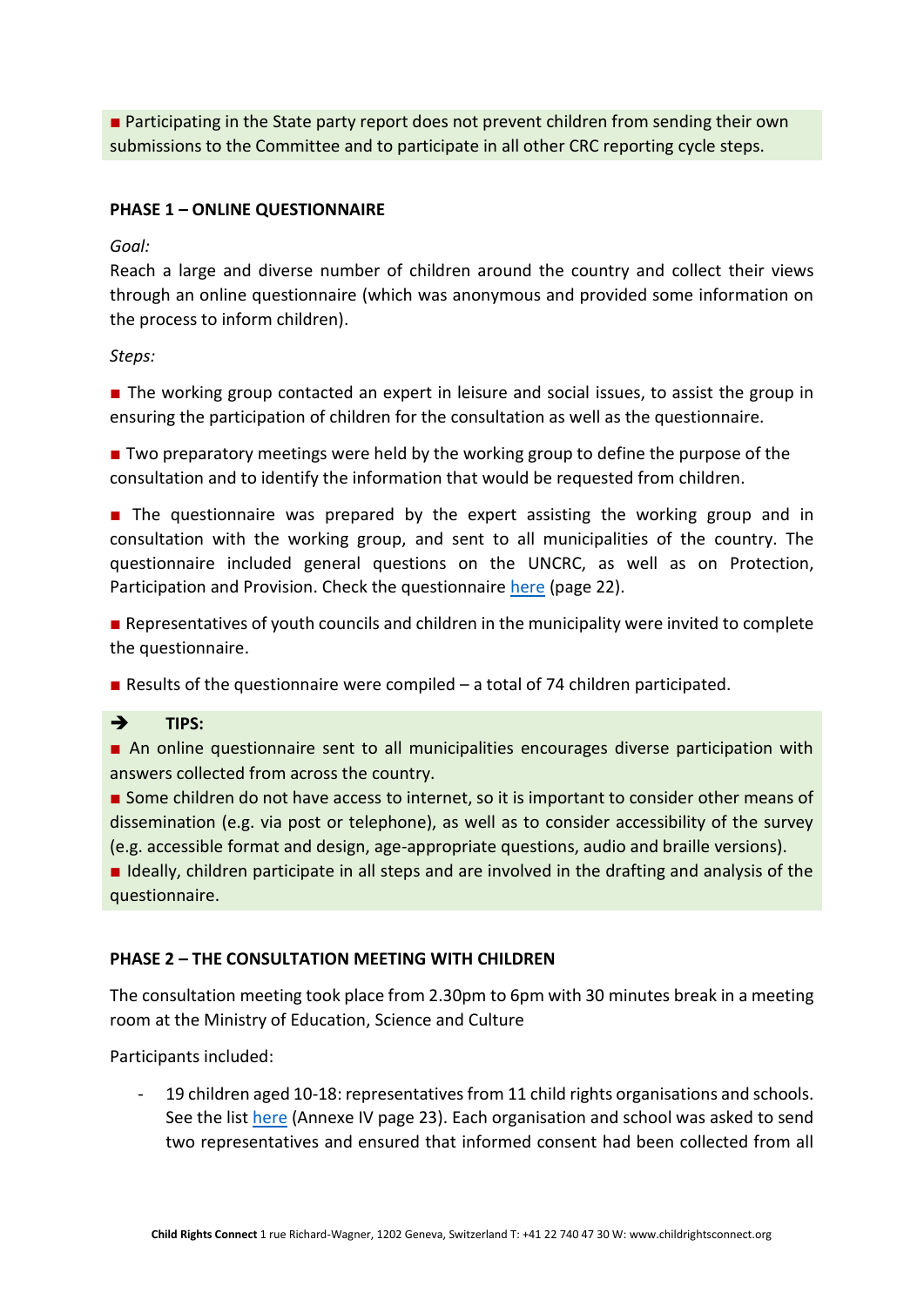■ Participating in the State party report does not prevent children from sending their own submissions to the Committee and to participate in all other CRC reporting cycle steps.

**PHASE 1 – ONLINE QUESTIONNAIRE**

*Goal:*

Reach a large and diverse number of children around the country and collect their views through an online questionnaire (which was anonymous and provided some information on the process to inform children).

*Steps:*

■ The working group contacted an expert in leisure and social issues, to assist the group in ensuring the participation of children for the consultation as well as the questionnaire.

■ Two preparatory meetings were held by the working group to define the purpose of the consultation and to identify the information that would be requested from children.

■ The questionnaire was prepared by the expert assisting the working group and in consultation with the working group, and sent to all municipalities of the country. The questionnaire included general questions on the UNCRC, as well as on Protection, Participation and Provision. Check the questionnaire [here](#) (page 22).

■ Representatives of youth councils and children in the municipality were invited to complete the questionnaire.

■ Results of the questionnaire were compiled – a total of 74 children participated.

➔ **TIPS:**

■ An online questionnaire sent to all municipalities encourages diverse participation with answers collected from across the country.

■ Some children do not have access to internet, so it is important to consider other means of dissemination (e.g. via post or telephone), as well as to consider accessibility of the survey (e.g. accessible format and design, age-appropriate questions, audio and braille versions).

■ Ideally, children participate in all steps and are involved in the drafting and analysis of the questionnaire.

**PHASE 2 – THE CONSULTATION MEETING WITH CHILDREN**

The consultation meeting took place from 2.30pm to 6pm with 30 minutes break in a meeting room at the Ministry of Education, Science and Culture

Participants included:

- 19 children aged 10-18: representatives from 11 child rights organisations and schools. See the list [here](#) (Annexe IV page 23). Each organisation and school was asked to send two representatives and ensured that informed consent had been collected from all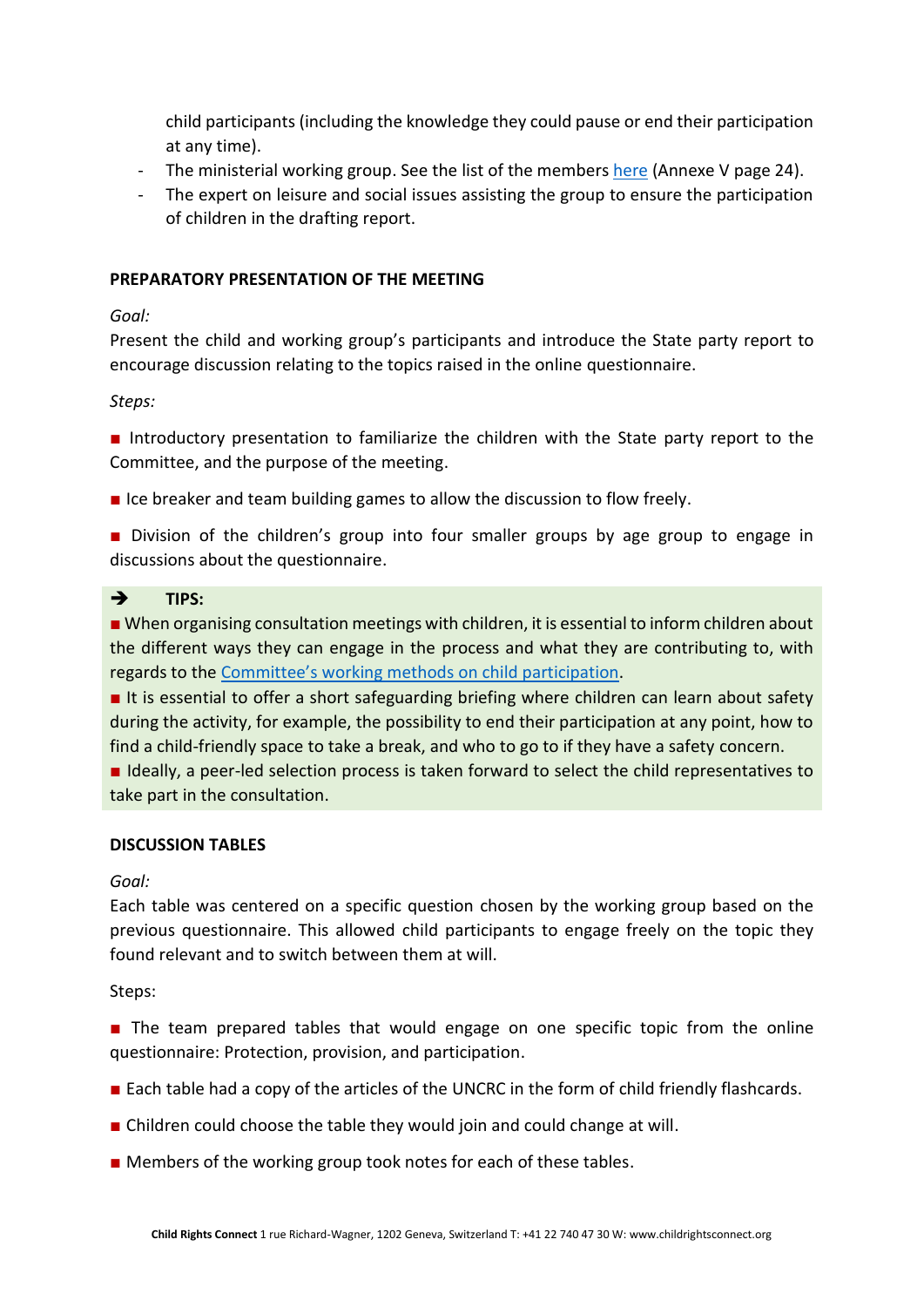child participants (including the knowledge they could pause or end their participation at any time).

- The ministerial working group. See the list of the members [here](#) (Annexe V page 24).
- The expert on leisure and social issues assisting the group to ensure the participation of children in the drafting report.

**PREPARATORY PRESENTATION OF THE MEETING**

*Goal:*

Present the child and working group's participants and introduce the State party report to encourage discussion relating to the topics raised in the online questionnaire.

*Steps:*

■ Introductory presentation to familiarize the children with the State party report to the Committee, and the purpose of the meeting.

■ Ice breaker and team building games to allow the discussion to flow freely.

■ Division of the children's group into four smaller groups by age group to engage in discussions about the questionnaire.

> ➔ **TIPS:**
>
> ■ When organising consultation meetings with children, it is essential to inform children about the different ways they can engage in the process and what they are contributing to, with regards to the [Committee's working methods on child participation](#).
>
> ■ It is essential to offer a short safeguarding briefing where children can learn about safety during the activity, for example, the possibility to end their participation at any point, how to find a child-friendly space to take a break, and who to go to if they have a safety concern.
>
> ■ Ideally, a peer-led selection process is taken forward to select the child representatives to take part in the consultation.

**DISCUSSION TABLES**

*Goal:*

Each table was centered on a specific question chosen by the working group based on the previous questionnaire. This allowed child participants to engage freely on the topic they found relevant and to switch between them at will.

Steps:

■ The team prepared tables that would engage on one specific topic from the online questionnaire: Protection, provision, and participation.

■ Each table had a copy of the articles of the UNCRC in the form of child friendly flashcards.

■ Children could choose the table they would join and could change at will.

■ Members of the working group took notes for each of these tables.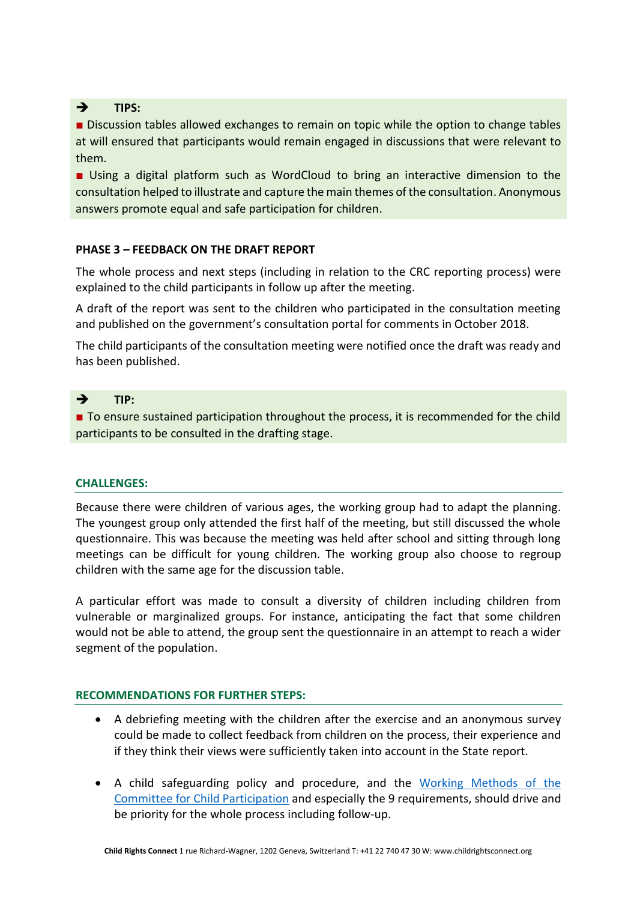➔ **TIPS:**

■ Discussion tables allowed exchanges to remain on topic while the option to change tables at will ensured that participants would remain engaged in discussions that were relevant to them.

■ Using a digital platform such as WordCloud to bring an interactive dimension to the consultation helped to illustrate and capture the main themes of the consultation. Anonymous answers promote equal and safe participation for children.

**PHASE 3 – FEEDBACK ON THE DRAFT REPORT**

The whole process and next steps (including in relation to the CRC reporting process) were explained to the child participants in follow up after the meeting.

A draft of the report was sent to the children who participated in the consultation meeting and published on the government's consultation portal for comments in October 2018.

The child participants of the consultation meeting were notified once the draft was ready and has been published.

➔ **TIP:**

■ To ensure sustained participation throughout the process, it is recommended for the child participants to be consulted in the drafting stage.

**CHALLENGES:**

Because there were children of various ages, the working group had to adapt the planning. The youngest group only attended the first half of the meeting, but still discussed the whole questionnaire. This was because the meeting was held after school and sitting through long meetings can be difficult for young children. The working group also choose to regroup children with the same age for the discussion table.

A particular effort was made to consult a diversity of children including children from vulnerable or marginalized groups. For instance, anticipating the fact that some children would not be able to attend, the group sent the questionnaire in an attempt to reach a wider segment of the population.

**RECOMMENDATIONS FOR FURTHER STEPS:**

- A debriefing meeting with the children after the exercise and an anonymous survey could be made to collect feedback from children on the process, their experience and if they think their views were sufficiently taken into account in the State report.

- A child safeguarding policy and procedure, and the Working Methods of the Committee for Child Participation and especially the 9 requirements, should drive and be priority for the whole process including follow-up.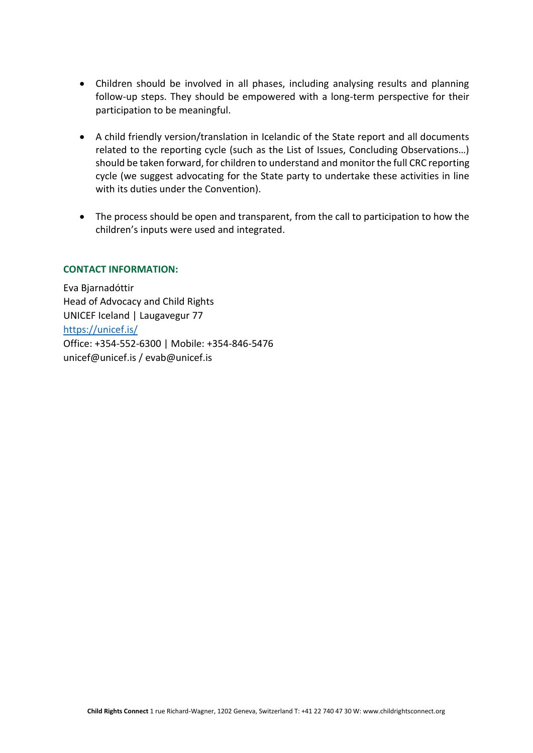- Children should be involved in all phases, including analysing results and planning follow-up steps. They should be empowered with a long-term perspective for their participation to be meaningful.

- A child friendly version/translation in Icelandic of the State report and all documents related to the reporting cycle (such as the List of Issues, Concluding Observations…) should be taken forward, for children to understand and monitor the full CRC reporting cycle (we suggest advocating for the State party to undertake these activities in line with its duties under the Convention).

- The process should be open and transparent, from the call to participation to how the children's inputs were used and integrated.

**CONTACT INFORMATION:**

Eva Bjarnadóttir
Head of Advocacy and Child Rights
UNICEF Iceland | Laugavegur 77
[https://unicef.is/](https://unicef.is/)
Office: +354-552-6300 | Mobile: +354-846-5476
unicef@unicef.is / evab@unicef.is